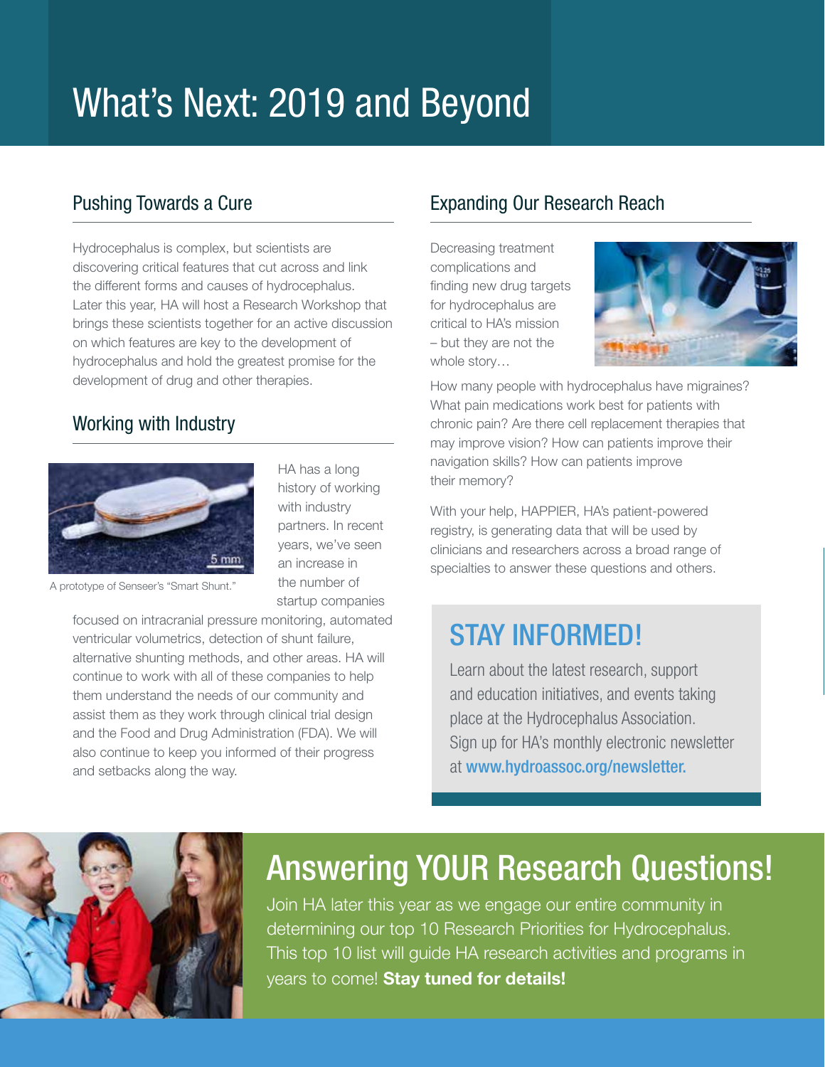# What's Next: 2019 and Beyond

## Pushing Towards a Cure

Hydrocephalus is complex, but scientists are discovering critical features that cut across and link the different forms and causes of hydrocephalus. Later this year, HA will host a Research Workshop that brings these scientists together for an active discussion on which features are key to the development of hydrocephalus and hold the greatest promise for the development of drug and other therapies.

## Working with Industry

A prototype of Senseer's "Smart Shunt."

HA has a long history of working with industry partners. In recent years, we've seen an increase in the number of startup companies focused on intracranial pressure monitoring, automated ventricular volumetrics, detection of shunt failure, alternative shunting methods, and other areas. HA will continue to work with all of these companies to help them understand the needs of our community and assist them as they work through clinical trial design and the Food and Drug Administration (FDA). We will also continue to keep you informed of their progress and setbacks along the way.

## Expanding Our Research Reach

Decreasing treatment complications and finding new drug targets for hydrocephalus are critical to HA's mission – but they are not the whole story…

How many people with hydrocephalus have migraines? What pain medications work best for patients with chronic pain? Are there cell replacement therapies that may improve vision? How can patients improve their navigation skills? How can patients improve their memory?

With your help, HAPPIER, HA's patient-powered registry, is generating data that will be used by clinicians and researchers across a broad range of specialties to answer these questions and others.

## STAY INFORMED!

Learn about the latest research, support and education initiatives, and events taking place at the Hydrocephalus Association. Sign up for HA's monthly electronic newsletter at www.hydroassoc.org/newsletter.

## Answering YOUR Research Questions!

Join HA later this year as we engage our entire community in determining our top 10 Research Priorities for Hydrocephalus. This top 10 list will guide HA research activities and programs in years to come! **Stay tuned for details!**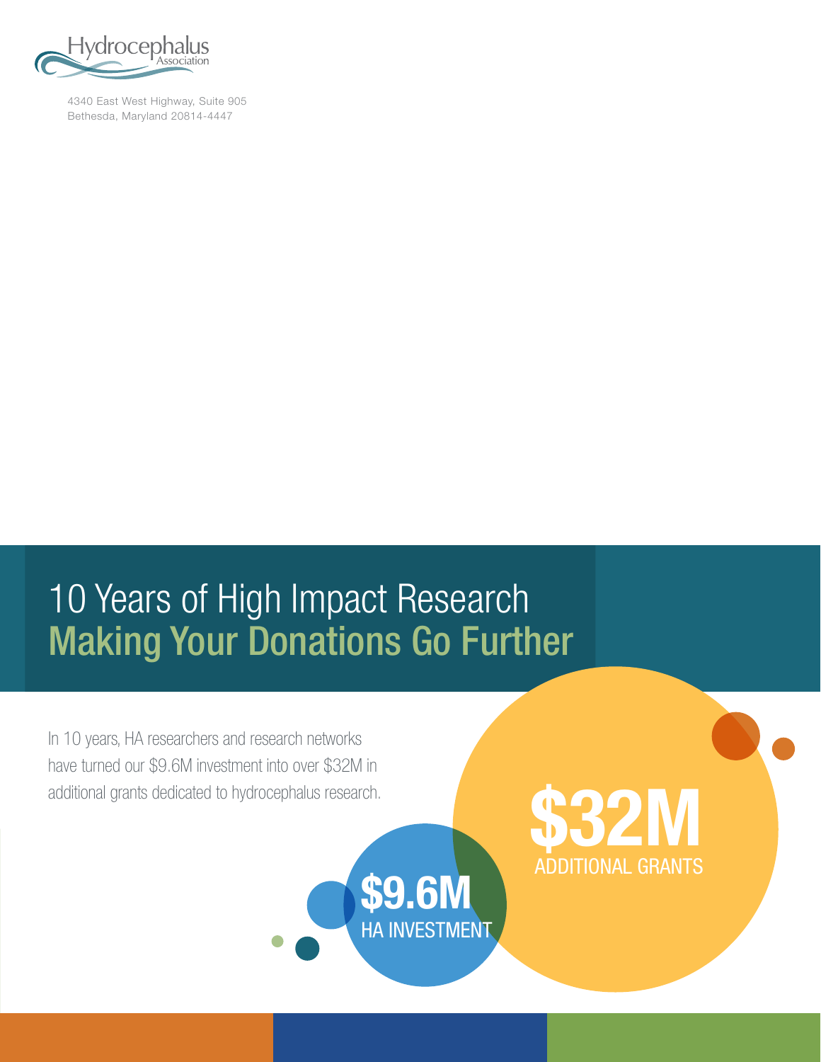Hydrocephalus Association

4340 East West Highway, Suite 905
Bethesda, Maryland 20814-4447

# 10 Years of High Impact Research
## Making Your Donations Go Further

In 10 years, HA researchers and research networks have turned our $9.6M investment into over $32M in additional grants dedicated to hydrocephalus research.

**$9.6M**
HA INVESTMENT

**$32M**
ADDITIONAL GRANTS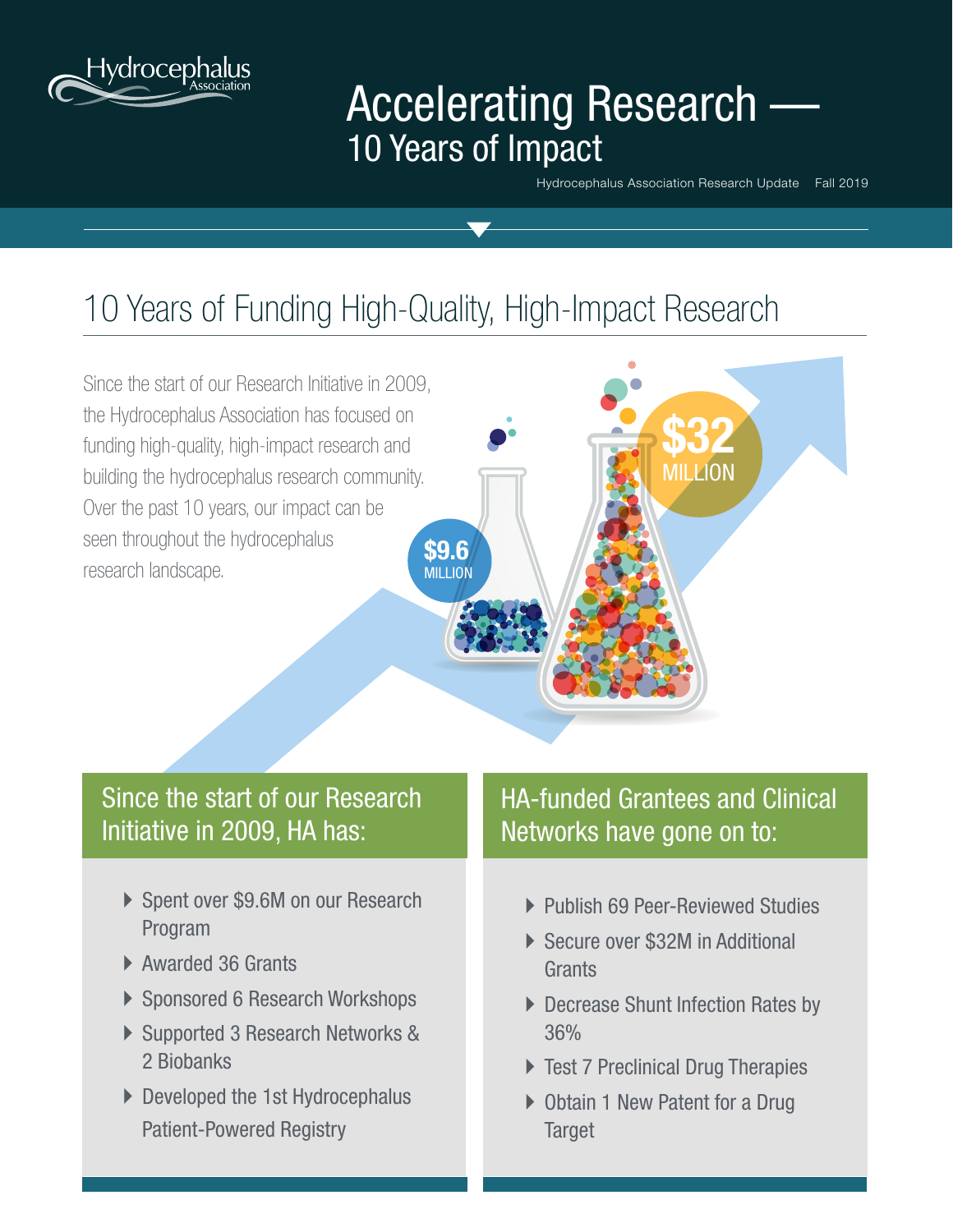# Accelerating Research — 10 Years of Impact

Hydrocephalus Association Research Update Fall 2019

## 10 Years of Funding High-Quality, High-Impact Research

Since the start of our Research Initiative in 2009, the Hydrocephalus Association has focused on funding high-quality, high-impact research and building the hydrocephalus research community. Over the past 10 years, our impact can be seen throughout the hydrocephalus research landscape.

$9.6 MILLION

$32 MILLION

### Since the start of our Research Initiative in 2009, HA has:

- Spent over $9.6M on our Research Program
- Awarded 36 Grants
- Sponsored 6 Research Workshops
- Supported 3 Research Networks & 2 Biobanks
- Developed the 1st Hydrocephalus Patient-Powered Registry

### HA-funded Grantees and Clinical Networks have gone on to:

- Publish 69 Peer-Reviewed Studies
- Secure over $32M in Additional Grants
- Decrease Shunt Infection Rates by 36%
- Test 7 Preclinical Drug Therapies
- Obtain 1 New Patent for a Drug Target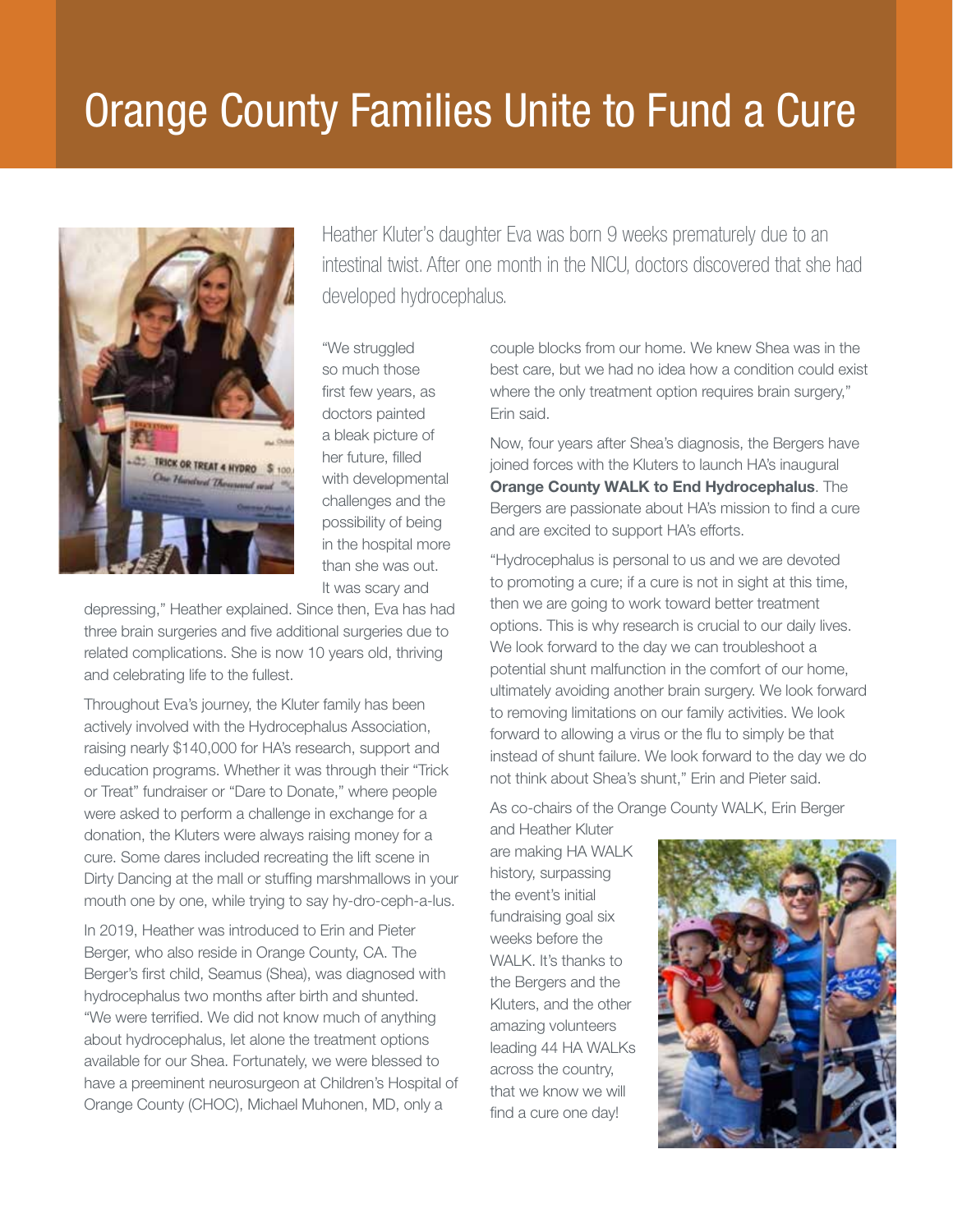# Orange County Families Unite to Fund a Cure

Heather Kluter's daughter Eva was born 9 weeks prematurely due to an intestinal twist. After one month in the NICU, doctors discovered that she had developed hydrocephalus.

"We struggled so much those first few years, as doctors painted a bleak picture of her future, filled with developmental challenges and the possibility of being in the hospital more than she was out. It was scary and depressing," Heather explained. Since then, Eva has had three brain surgeries and five additional surgeries due to related complications. She is now 10 years old, thriving and celebrating life to the fullest.

Throughout Eva's journey, the Kluter family has been actively involved with the Hydrocephalus Association, raising nearly $140,000 for HA's research, support and education programs. Whether it was through their "Trick or Treat" fundraiser or "Dare to Donate," where people were asked to perform a challenge in exchange for a donation, the Kluters were always raising money for a cure. Some dares included recreating the lift scene in Dirty Dancing at the mall or stuffing marshmallows in your mouth one by one, while trying to say hy-dro-ceph-a-lus.

In 2019, Heather was introduced to Erin and Pieter Berger, who also reside in Orange County, CA. The Berger's first child, Seamus (Shea), was diagnosed with hydrocephalus two months after birth and shunted. "We were terrified. We did not know much of anything about hydrocephalus, let alone the treatment options available for our Shea. Fortunately, we were blessed to have a preeminent neurosurgeon at Children's Hospital of Orange County (CHOC), Michael Muhonen, MD, only a couple blocks from our home. We knew Shea was in the best care, but we had no idea how a condition could exist where the only treatment option requires brain surgery," Erin said.

Now, four years after Shea's diagnosis, the Bergers have joined forces with the Kluters to launch HA's inaugural **Orange County WALK to End Hydrocephalus**. The Bergers are passionate about HA's mission to find a cure and are excited to support HA's efforts.

"Hydrocephalus is personal to us and we are devoted to promoting a cure; if a cure is not in sight at this time, then we are going to work toward better treatment options. This is why research is crucial to our daily lives. We look forward to the day we can troubleshoot a potential shunt malfunction in the comfort of our home, ultimately avoiding another brain surgery. We look forward to removing limitations on our family activities. We look forward to allowing a virus or the flu to simply be that instead of shunt failure. We look forward to the day we do not think about Shea's shunt," Erin and Pieter said.

As co-chairs of the Orange County WALK, Erin Berger and Heather Kluter are making HA WALK history, surpassing the event's initial fundraising goal six weeks before the WALK. It's thanks to the Bergers and the Kluters, and the other amazing volunteers leading 44 HA WALKs across the country, that we know we will find a cure one day!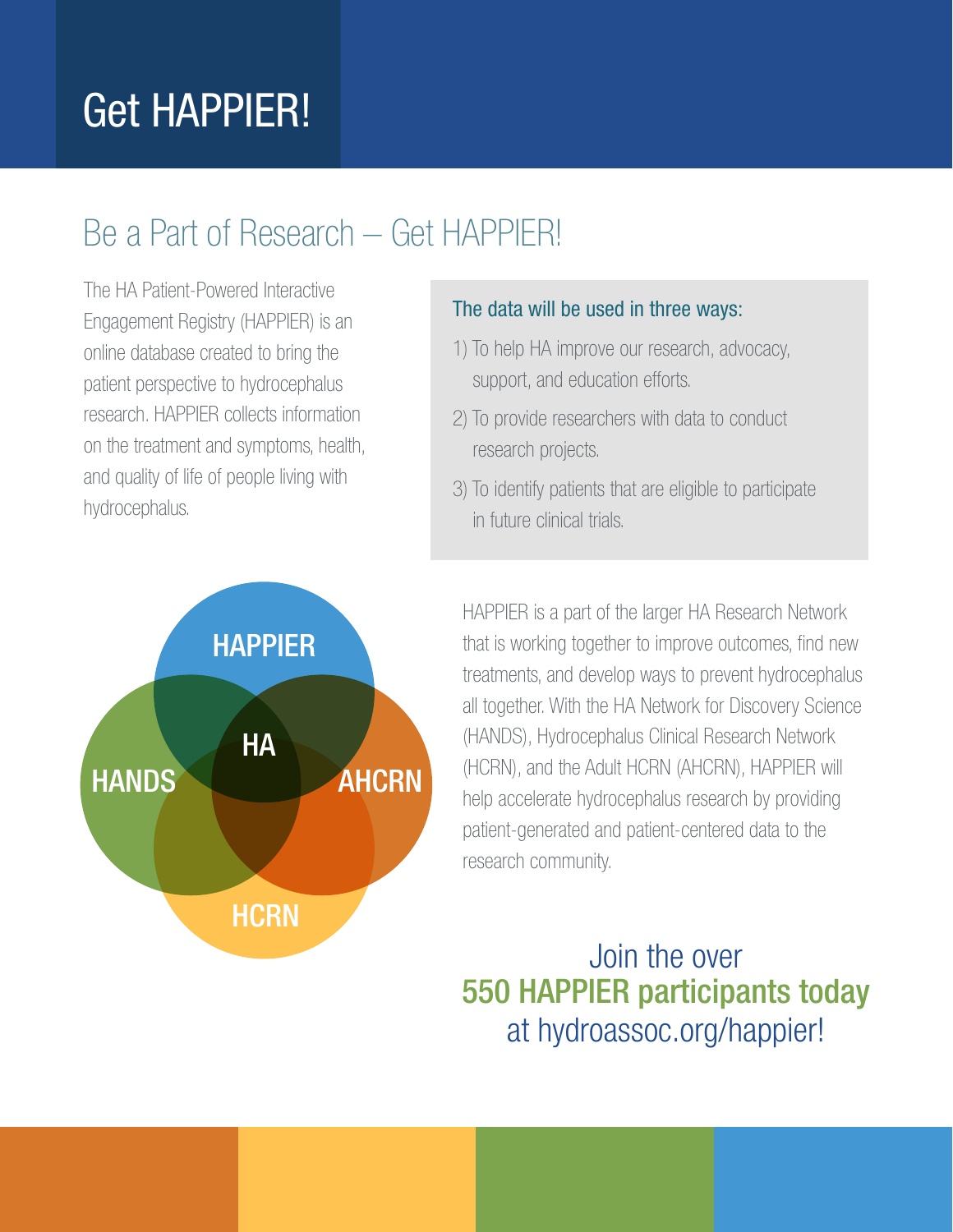# Get HAPPIER!

## Be a Part of Research – Get HAPPIER!

The HA Patient-Powered Interactive Engagement Registry (HAPPIER) is an online database created to bring the patient perspective to hydrocephalus research. HAPPIER collects information on the treatment and symptoms, health, and quality of life of people living with hydrocephalus.

### The data will be used in three ways:

1) To help HA improve our research, advocacy, support, and education efforts.
2) To provide researchers with data to conduct research projects.
3) To identify patients that are eligible to participate in future clinical trials.

HAPPIER

HA

HANDS

AHCRN

HCRN

HAPPIER is a part of the larger HA Research Network that is working together to improve outcomes, find new treatments, and develop ways to prevent hydrocephalus all together. With the HA Network for Discovery Science (HANDS), Hydrocephalus Clinical Research Network (HCRN), and the Adult HCRN (AHCRN), HAPPIER will help accelerate hydrocephalus research by providing patient-generated and patient-centered data to the research community.

Join the over
**550 HAPPIER participants today**
at hydroassoc.org/happier!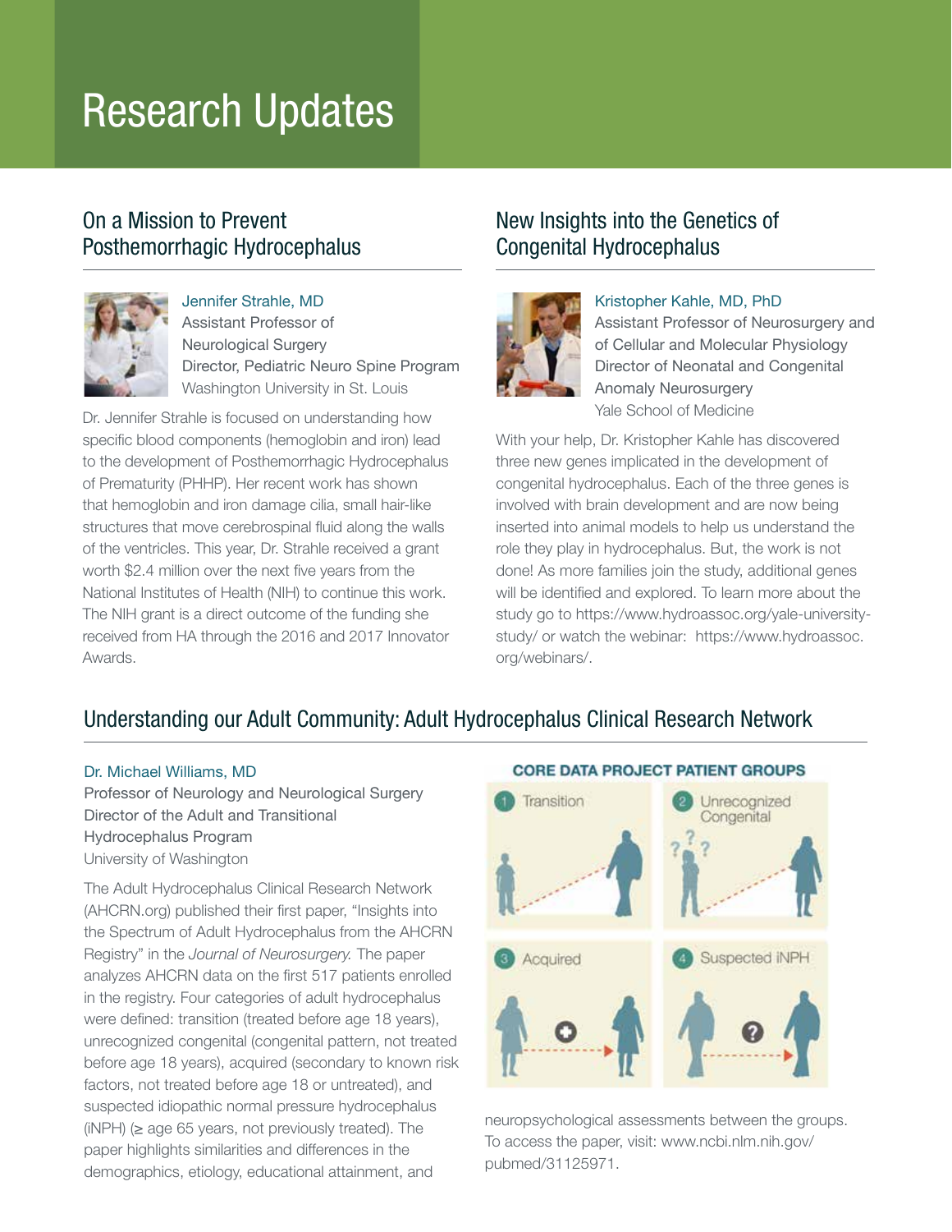# Research Updates

## On a Mission to Prevent Posthemorrhagic Hydrocephalus

Jennifer Strahle, MD
Assistant Professor of Neurological Surgery
Director, Pediatric Neuro Spine Program
Washington University in St. Louis

Dr. Jennifer Strahle is focused on understanding how specific blood components (hemoglobin and iron) lead to the development of Posthemorrhagic Hydrocephalus of Prematurity (PHHP). Her recent work has shown that hemoglobin and iron damage cilia, small hair-like structures that move cerebrospinal fluid along the walls of the ventricles. This year, Dr. Strahle received a grant worth $2.4 million over the next five years from the National Institutes of Health (NIH) to continue this work. The NIH grant is a direct outcome of the funding she received from HA through the 2016 and 2017 Innovator Awards.

## New Insights into the Genetics of Congenital Hydrocephalus

Kristopher Kahle, MD, PhD
Assistant Professor of Neurosurgery and of Cellular and Molecular Physiology
Director of Neonatal and Congenital Anomaly Neurosurgery
Yale School of Medicine

With your help, Dr. Kristopher Kahle has discovered three new genes implicated in the development of congenital hydrocephalus. Each of the three genes is involved with brain development and are now being inserted into animal models to help us understand the role they play in hydrocephalus. But, the work is not done! As more families join the study, additional genes will be identified and explored. To learn more about the study go to https://www.hydroassoc.org/yale-university-study/ or watch the webinar: https://www.hydroassoc.org/webinars/.

## Understanding our Adult Community: Adult Hydrocephalus Clinical Research Network

Dr. Michael Williams, MD
Professor of Neurology and Neurological Surgery
Director of the Adult and Transitional Hydrocephalus Program
University of Washington

The Adult Hydrocephalus Clinical Research Network (AHCRN.org) published their first paper, "Insights into the Spectrum of Adult Hydrocephalus from the AHCRN Registry" in the *Journal of Neurosurgery.* The paper analyzes AHCRN data on the first 517 patients enrolled in the registry. Four categories of adult hydrocephalus were defined: transition (treated before age 18 years), unrecognized congenital (congenital pattern, not treated before age 18 years), acquired (secondary to known risk factors, not treated before age 18 or untreated), and suspected idiopathic normal pressure hydrocephalus (iNPH) (≥ age 65 years, not previously treated). The paper highlights similarities and differences in the demographics, etiology, educational attainment, and neuropsychological assessments between the groups. To access the paper, visit: www.ncbi.nlm.nih.gov/pubmed/31125971.

**CORE DATA PROJECT PATIENT GROUPS**

1 Transition

2 Unrecognized Congenital

3 Acquired

4 Suspected iNPH